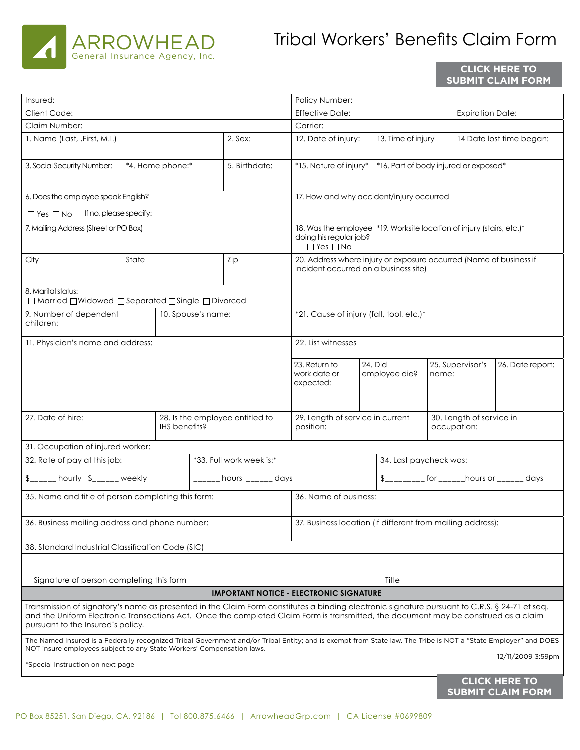ARROWHEAD
General Insurance Agency, Inc.

# Tribal Workers' Benefits Claim Form

**CLICK HERE TO SUBMIT CLAIM FORM**

| | | | |
|---|---|---|---|
| Insured: | | Policy Number: | |
| Client Code: | | Effective Date: | Expiration Date: |
| Claim Number: | | Carrier: | |

| | | | | | |
|---|---|---|---|---|---|
| 1. Name (Last, ,First, M.I.) | | 2. Sex: | 12. Date of injury: | 13. Time of injury | 14 Date lost time began: |
| 3. Social Security Number: | *4. Home phone:* | 5. Birthdate: | *15. Nature of injury* | *16. Part of body injured or exposed* | |
| 6. Does the employee speak English? ☐ Yes ☐ No If no, please specify: | | | 17. How and why accident/injury occurred | | |
| 7. Mailing Address (Street or PO Box) | | | 18. Was the employee doing his regular job? ☐ Yes ☐ No | *19. Worksite location of injury (stairs, etc.)* | |
| City | State | Zip | 20. Address where injury or exposure occurred (Name of business if incident occurred on a business site) | | |
| 8. Marital status: ☐ Married ☐ Widowed ☐ Separated ☐ Single ☐ Divorced | | | | | |
| 9. Number of dependent children: | 10. Spouse's name: | | *21. Cause of injury (fall, tool, etc.)* | | |
| 11. Physician's name and address: | | | 22. List witnesses | | |
| | | | 23. Return to work date or expected: | 24. Did employee die? | 25. Supervisor's name: | 26. Date report: |
| 27. Date of hire: | 28. Is the employee entitled to IHS benefits? | | 29. Length of service in current position: | | 30. Length of service in occupation: |
| 31. Occupation of injured worker: | | | | | |
| 32. Rate of pay at this job: $______ hourly $______ weekly | *33. Full work week is:* ______ hours ______ days | | | 34. Last paycheck was: $_________ for ______hours or ______ days | |
| 35. Name and title of person completing this form: | | | 36. Name of business: | | |
| 36. Business mailing address and phone number: | | | 37. Business location (if different from mailing address): | | |
| 38. Standard Industrial Classification Code (SIC) | | | | | |

Signature of person completing this form | Title

**IMPORTANT NOTICE - ELECTRONIC SIGNATURE**

Transmission of signatory's name as presented in the Claim Form constitutes a binding electronic signature pursuant to C.R.S. § 24-71 et seq. and the Uniform Electronic Transactions Act. Once the completed Claim Form is transmitted, the document may be construed as a claim pursuant to the Insured's policy.

The Named Insured is a Federally recognized Tribal Government and/or Tribal Entity; and is exempt from State law. The Tribe is NOT a "State Employer" and DOES NOT insure employees subject to any State Workers' Compensation laws.

12/11/2009 3:59pm

*Special Instruction on next page

**CLICK HERE TO SUBMIT CLAIM FORM**

PO Box 85251, San Diego, CA, 92186 | Tol 800.875.6466 | ArrowheadGrp.com | CA License #0699809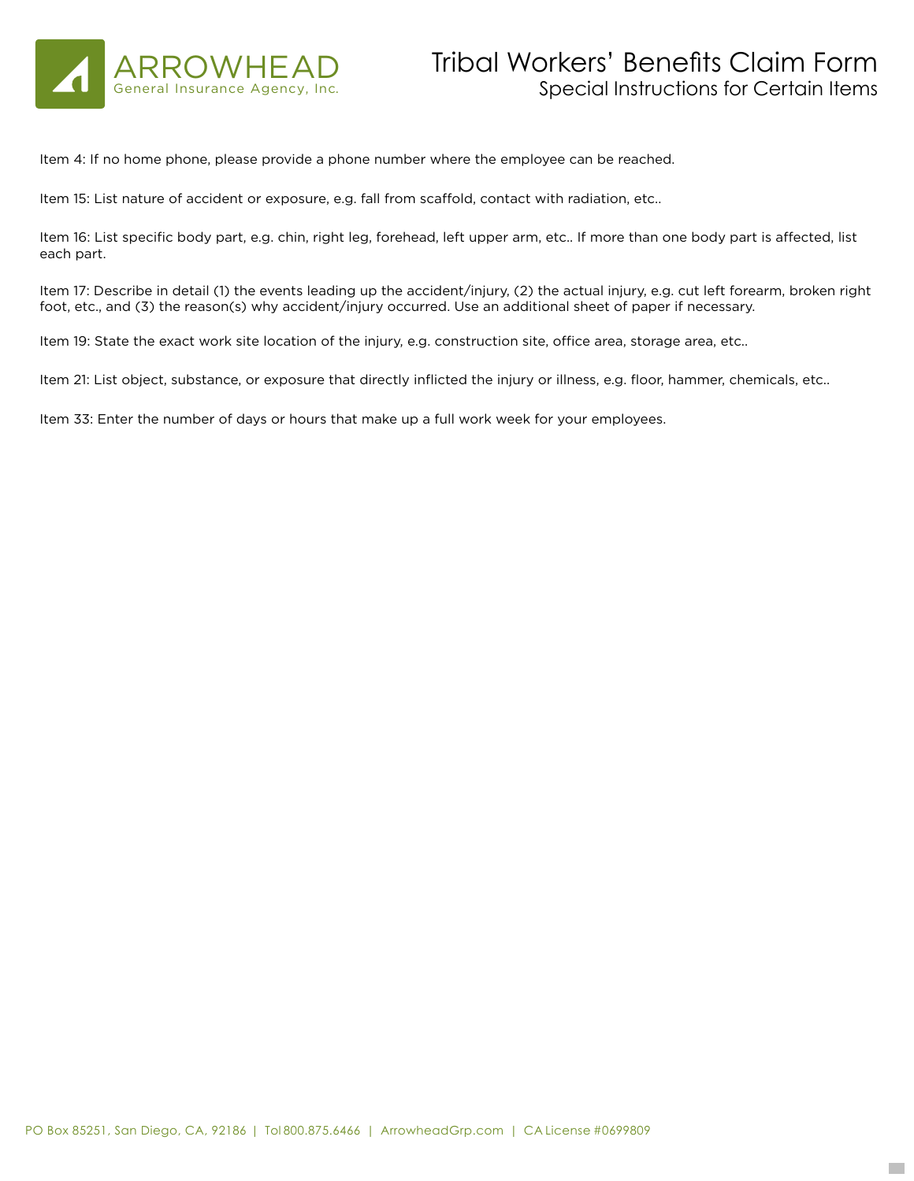# Tribal Workers' Benefits Claim Form

## Special Instructions for Certain Items

Item 4: If no home phone, please provide a phone number where the employee can be reached.

Item 15: List nature of accident or exposure, e.g. fall from scaffold, contact with radiation, etc..

Item 16: List specific body part, e.g. chin, right leg, forehead, left upper arm, etc.. If more than one body part is affected, list each part.

Item 17: Describe in detail (1) the events leading up the accident/injury, (2) the actual injury, e.g. cut left forearm, broken right foot, etc., and (3) the reason(s) why accident/injury occurred. Use an additional sheet of paper if necessary.

Item 19: State the exact work site location of the injury, e.g. construction site, office area, storage area, etc..

Item 21: List object, substance, or exposure that directly inflicted the injury or illness, e.g. floor, hammer, chemicals, etc..

Item 33: Enter the number of days or hours that make up a full work week for your employees.